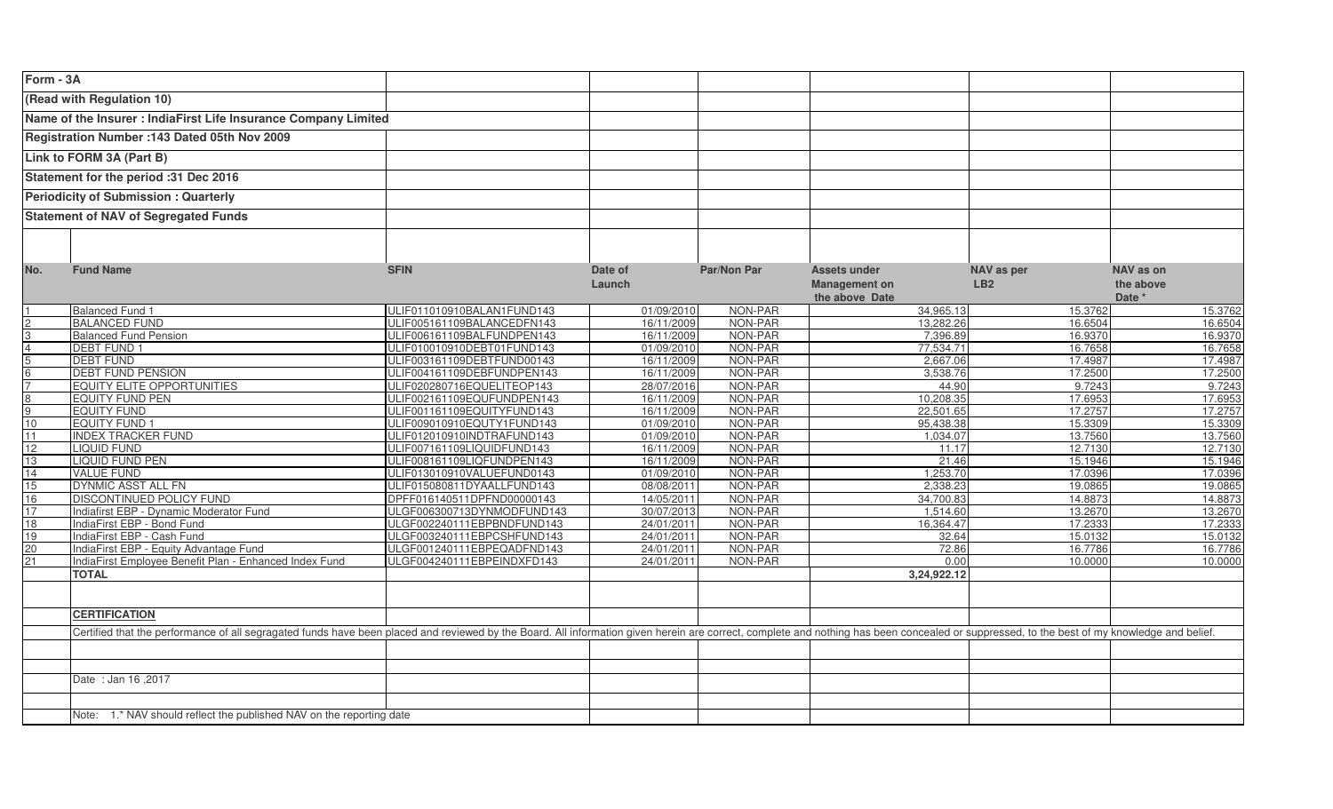**Form - 3A**

**(Read with Regulation 10)**

**Name of the Insurer : IndiaFirst Life Insurance Company Limited**

**Registration Number :143 Dated 05th Nov 2009**

**Link to FORM 3A (Part B)**

**Statement for the period :31 Dec 2016**

**Periodicity of Submission : Quarterly**

**Statement of NAV of Segregated Funds**

| No. | Fund Name | SFIN | Date of Launch | Par/Non Par | Assets under Management on the above Date | NAV as per LB2 | NAV as on the above Date * |
|---|---|---|---|---|---|---|---|
| 1 | Balanced Fund 1 | ULIF011010910BALAN1FUND143 | 01/09/2010 | NON-PAR | 34,965.13 | 15.3762 | 15.3762 |
| 2 | BALANCED FUND | ULIF005161109BALANCEDFN143 | 16/11/2009 | NON-PAR | 13,282.26 | 16.6504 | 16.6504 |
| 3 | Balanced Fund Pension | ULIF006161109BALFUNDPEN143 | 16/11/2009 | NON-PAR | 7,396.89 | 16.9370 | 16.9370 |
| 4 | DEBT FUND 1 | ULIF010010910DEBT01FUND143 | 01/09/2010 | NON-PAR | 77,534.71 | 16.7658 | 16.7658 |
| 5 | DEBT FUND | ULIF003161109DEBTFUND00143 | 16/11/2009 | NON-PAR | 2,667.06 | 17.4987 | 17.4987 |
| 6 | DEBT FUND PENSION | ULIF004161109DEBFUNDPEN143 | 16/11/2009 | NON-PAR | 3,538.76 | 17.2500 | 17.2500 |
| 7 | EQUITY ELITE OPPORTUNITIES | ULIF020280716EQUELITEOP143 | 28/07/2016 | NON-PAR | 44.90 | 9.7243 | 9.7243 |
| 8 | EQUITY FUND PEN | ULIF002161109EQUFUNDPEN143 | 16/11/2009 | NON-PAR | 10,208.35 | 17.6953 | 17.6953 |
| 9 | EQUITY FUND | ULIF001161109EQUITYFUND143 | 16/11/2009 | NON-PAR | 22,501.65 | 17.2757 | 17.2757 |
| 10 | EQUITY FUND 1 | ULIF009010910EQUTY1FUND143 | 01/09/2010 | NON-PAR | 95,438.38 | 15.3309 | 15.3309 |
| 11 | INDEX TRACKER FUND | ULIF012010910INDTRAFUND143 | 01/09/2010 | NON-PAR | 1,034.07 | 13.7560 | 13.7560 |
| 12 | LIQUID FUND | ULIF007161109LIQUIDFUND143 | 16/11/2009 | NON-PAR | 11.17 | 12.7130 | 12.7130 |
| 13 | LIQUID FUND PEN | ULIF008161109LIQFUNDPEN143 | 16/11/2009 | NON-PAR | 21.46 | 15.1946 | 15.1946 |
| 14 | VALUE FUND | ULIF013010910VALUEFUND0143 | 01/09/2010 | NON-PAR | 1,253.70 | 17.0396 | 17.0396 |
| 15 | DYNMIC ASST ALL FN | ULIF015080811DYAALLFUND143 | 08/08/2011 | NON-PAR | 2,338.23 | 19.0865 | 19.0865 |
| 16 | DISCONTINUED POLICY FUND | DPFF016140511DPFND00000143 | 14/05/2011 | NON-PAR | 34,700.83 | 14.8873 | 14.8873 |
| 17 | Indiafirst EBP - Dynamic Moderator Fund | ULGF006300713DYNMODFUND143 | 30/07/2013 | NON-PAR | 1,514.60 | 13.2670 | 13.2670 |
| 18 | IndiaFirst EBP - Bond Fund | ULGF002240111EBPBNDFUND143 | 24/01/2011 | NON-PAR | 16,364.47 | 17.2333 | 17.2333 |
| 19 | IndiaFirst EBP - Cash Fund | ULGF003240111EBPCSHFUND143 | 24/01/2011 | NON-PAR | 32.64 | 15.0132 | 15.0132 |
| 20 | IndiaFirst EBP - Equity Advantage Fund | ULGF001240111EBPEQADFND143 | 24/01/2011 | NON-PAR | 72.86 | 16.7786 | 16.7786 |
| 21 | IndiaFirst Employee Benefit Plan - Enhanced Index Fund | ULGF004240111EBPEINDXFD143 | 24/01/2011 | NON-PAR | 0.00 | 10.0000 | 10.0000 |
| | **TOTAL** | | | | **3,24,922.12** | | |

**CERTIFICATION**

Certified that the performance of all segragated funds have been placed and reviewed by the Board. All information given herein are correct, complete and nothing has been concealed or suppressed, to the best of my knowledge and belief.

Date : Jan 16 ,2017

Note: 1.* NAV should reflect the published NAV on the reporting date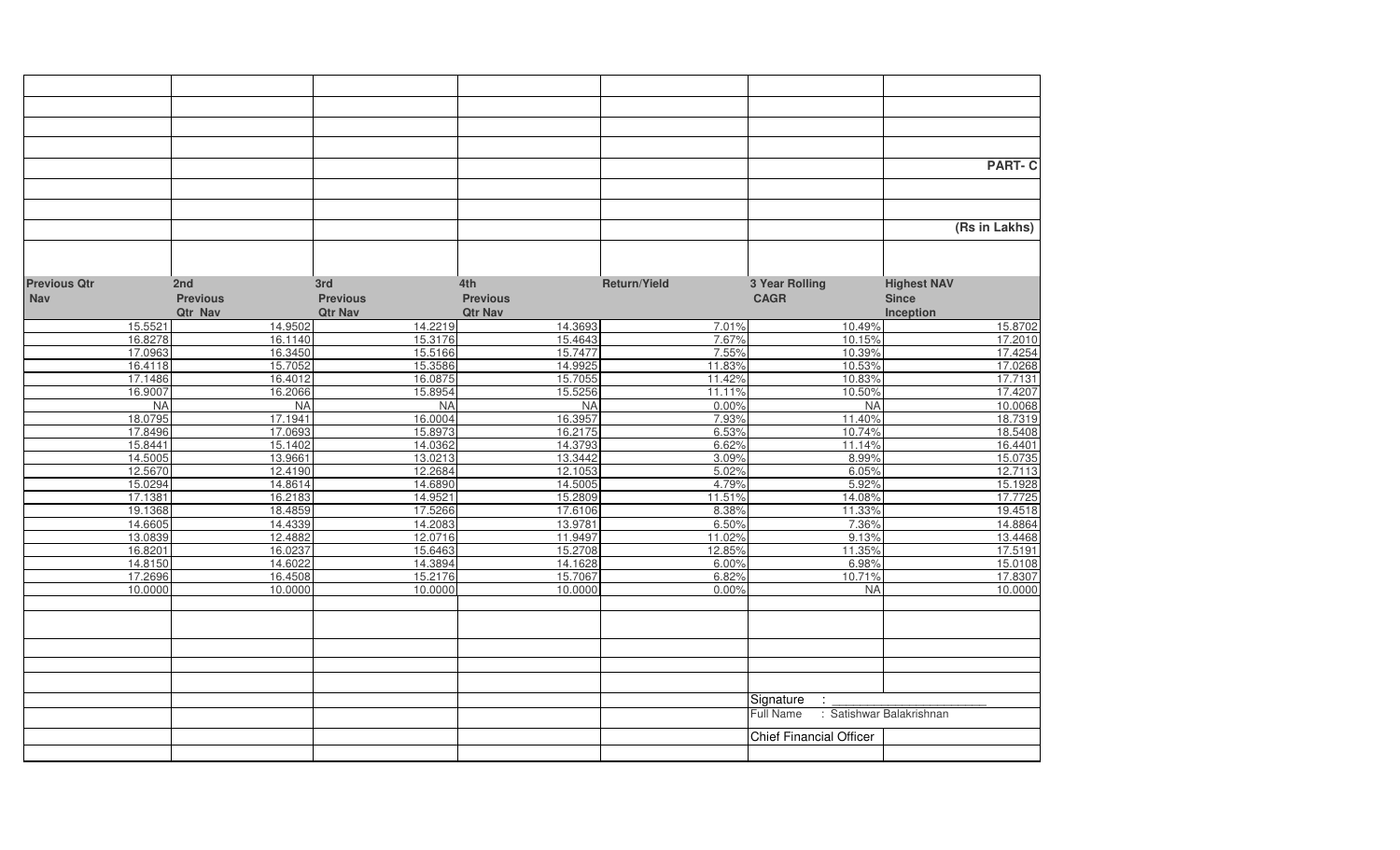**PART- C**

**(Rs in Lakhs)**

| Previous Qtr Nav | 2nd Previous Qtr Nav | 3rd Previous Qtr Nav | 4th Previous Qtr Nav | Return/Yield | 3 Year Rolling CAGR | Highest NAV Since Inception |
|---|---|---|---|---|---|---|
| 15.5521 | 14.9502 | 14.2219 | 14.3693 | 7.01% | 10.49% | 15.8702 |
| 16.8278 | 16.1140 | 15.3176 | 15.4643 | 7.67% | 10.15% | 17.2010 |
| 17.0963 | 16.3450 | 15.5166 | 15.7477 | 7.55% | 10.39% | 17.4254 |
| 16.4118 | 15.7052 | 15.3586 | 14.9925 | 11.83% | 10.53% | 17.0268 |
| 17.1486 | 16.4012 | 16.0875 | 15.7055 | 11.42% | 10.83% | 17.7131 |
| 16.9007 | 16.2066 | 15.8954 | 15.5256 | 11.11% | 10.50% | 17.4207 |
| NA | NA | NA | NA | 0.00% | NA | 10.0068 |
| 18.0795 | 17.1941 | 16.0004 | 16.3957 | 7.93% | 11.40% | 18.7319 |
| 17.8496 | 17.0693 | 15.8973 | 16.2175 | 6.53% | 10.74% | 18.5408 |
| 15.8441 | 15.1402 | 14.0362 | 14.3793 | 6.62% | 11.14% | 16.4401 |
| 14.5005 | 13.9661 | 13.0213 | 13.3442 | 3.09% | 8.99% | 15.0735 |
| 12.5670 | 12.4190 | 12.2684 | 12.1053 | 5.02% | 6.05% | 12.7113 |
| 15.0294 | 14.8614 | 14.6890 | 14.5005 | 4.79% | 5.92% | 15.1928 |
| 17.1381 | 16.2183 | 14.9521 | 15.2809 | 11.51% | 14.08% | 17.7725 |
| 19.1368 | 18.4859 | 17.5266 | 17.6106 | 8.38% | 11.33% | 19.4518 |
| 14.6605 | 14.4339 | 14.2083 | 13.9781 | 6.50% | 7.36% | 14.8864 |
| 13.0839 | 12.4882 | 12.0716 | 11.9497 | 11.02% | 9.13% | 13.4468 |
| 16.8201 | 16.0237 | 15.6463 | 15.2708 | 12.85% | 11.35% | 17.5191 |
| 14.8150 | 14.6022 | 14.3894 | 14.1628 | 6.00% | 6.98% | 15.0108 |
| 17.2696 | 16.4508 | 15.2176 | 15.7067 | 6.82% | 10.71% | 17.8307 |
| 10.0000 | 10.0000 | 10.0000 | 10.0000 | 0.00% | NA | 10.0000 |

Signature : ____________________

Full Name : Satishwar Balakrishnan

Chief Financial Officer